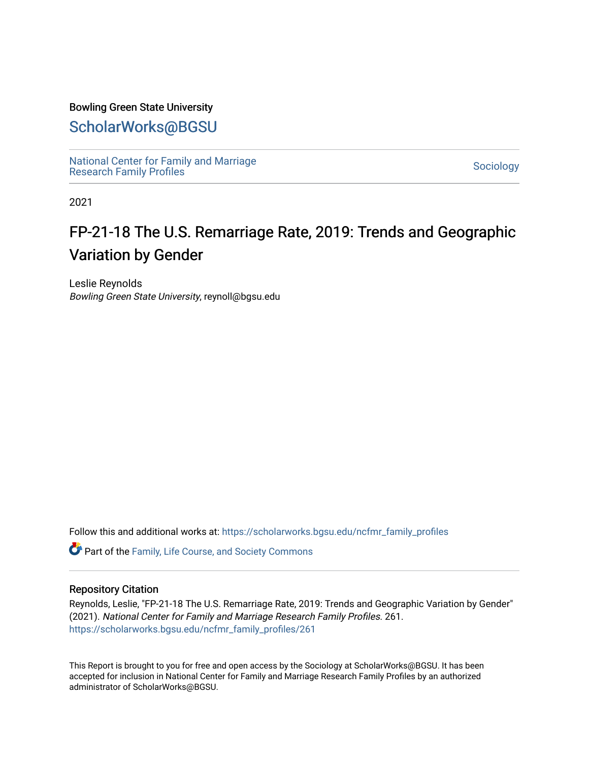Bowling Green State University

# ScholarWorks@BGSU

National Center for Family and Marriage Research Family Profiles

Sociology

2021

# FP-21-18 The U.S. Remarriage Rate, 2019: Trends and Geographic Variation by Gender

Leslie Reynolds
*Bowling Green State University*, reynoll@bgsu.edu

Follow this and additional works at: https://scholarworks.bgsu.edu/ncfmr_family_profiles

Part of the Family, Life Course, and Society Commons

### Repository Citation

Reynolds, Leslie, "FP-21-18 The U.S. Remarriage Rate, 2019: Trends and Geographic Variation by Gender" (2021). *National Center for Family and Marriage Research Family Profiles*. 261.
https://scholarworks.bgsu.edu/ncfmr_family_profiles/261

This Report is brought to you for free and open access by the Sociology at ScholarWorks@BGSU. It has been accepted for inclusion in National Center for Family and Marriage Research Family Profiles by an authorized administrator of ScholarWorks@BGSU.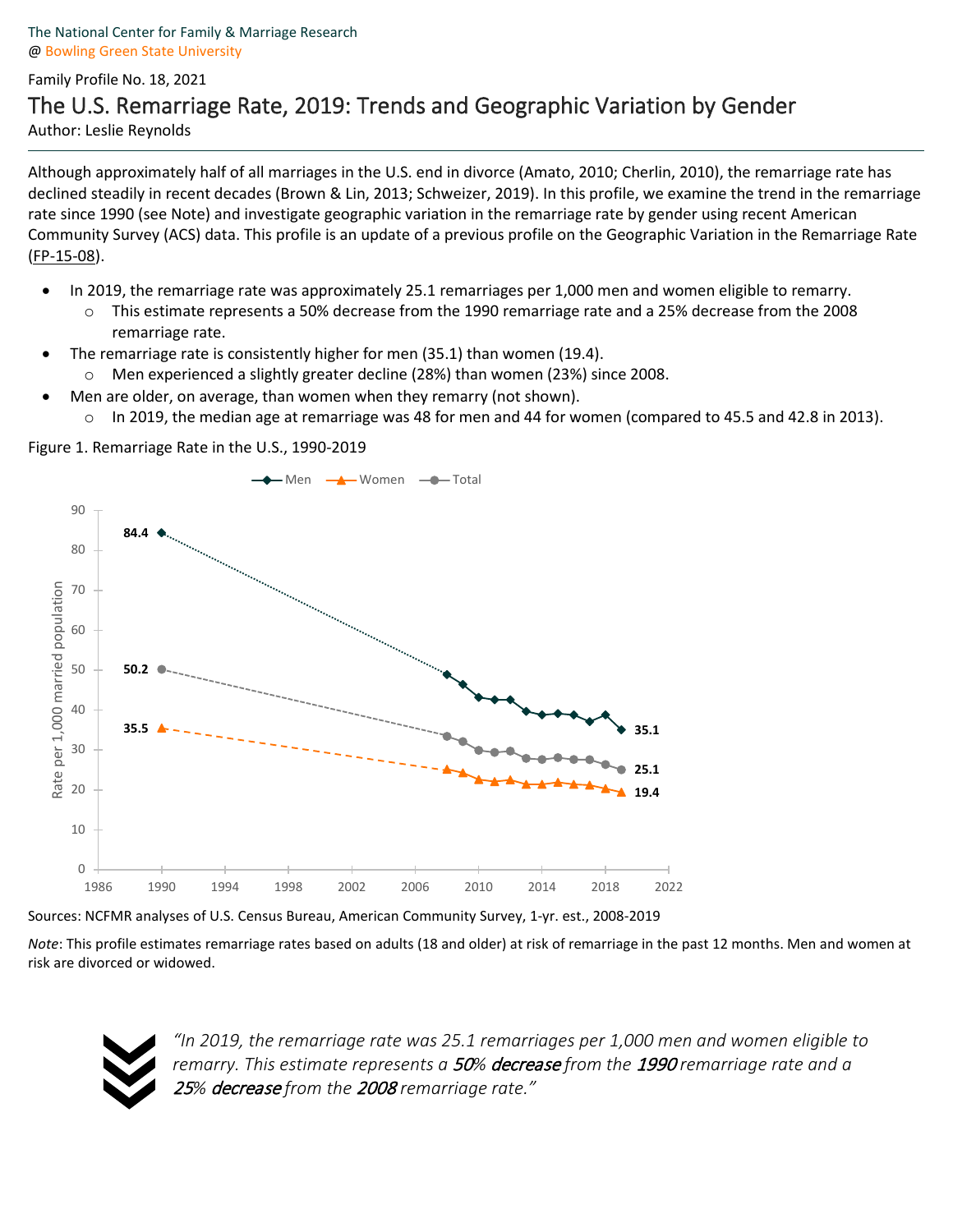The National Center for Family & Marriage Research
@ Bowling Green State University

Family Profile No. 18, 2021

# The U.S. Remarriage Rate, 2019: Trends and Geographic Variation by Gender

Author: Leslie Reynolds

Although approximately half of all marriages in the U.S. end in divorce (Amato, 2010; Cherlin, 2010), the remarriage rate has declined steadily in recent decades (Brown & Lin, 2013; Schweizer, 2019). In this profile, we examine the trend in the remarriage rate since 1990 (see Note) and investigate geographic variation in the remarriage rate by gender using recent American Community Survey (ACS) data. This profile is an update of a previous profile on the Geographic Variation in the Remarriage Rate (FP-15-08).

- In 2019, the remarriage rate was approximately 25.1 remarriages per 1,000 men and women eligible to remarry.
  - This estimate represents a 50% decrease from the 1990 remarriage rate and a 25% decrease from the 2008 remarriage rate.
- The remarriage rate is consistently higher for men (35.1) than women (19.4).
  - Men experienced a slightly greater decline (28%) than women (23%) since 2008.
- Men are older, on average, than women when they remarry (not shown).
  - In 2019, the median age at remarriage was 48 for men and 44 for women (compared to 45.5 and 42.8 in 2013).

Figure 1. Remarriage Rate in the U.S., 1990-2019

Sources: NCFMR analyses of U.S. Census Bureau, American Community Survey, 1-yr. est., 2008-2019

*Note*: This profile estimates remarriage rates based on adults (18 and older) at risk of remarriage in the past 12 months. Men and women at risk are divorced or widowed.

*"In 2019, the remarriage rate was 25.1 remarriages per 1,000 men and women eligible to remarry. This estimate represents a **50% decrease** from the **1990** remarriage rate and a **25% decrease** from the **2008** remarriage rate."*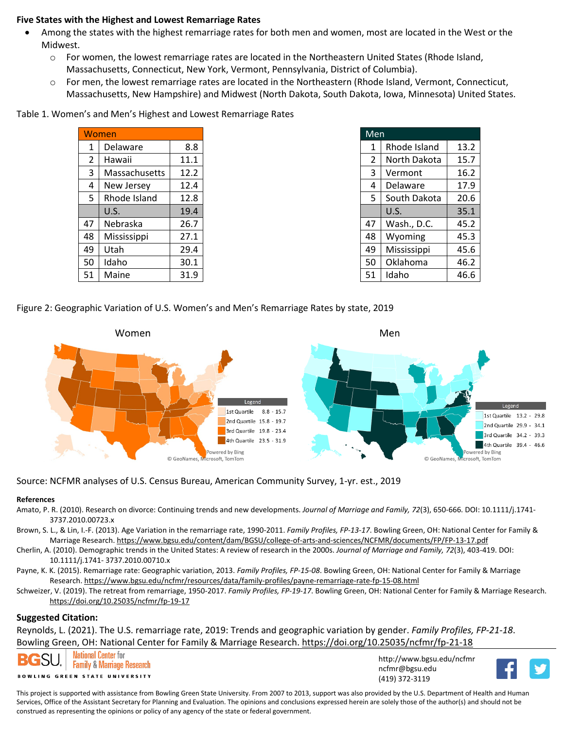**Five States with the Highest and Lowest Remarriage Rates**

- Among the states with the highest remarriage rates for both men and women, most are located in the West or the Midwest.
  - For women, the lowest remarriage rates are located in the Northeastern United States (Rhode Island, Massachusetts, Connecticut, New York, Vermont, Pennsylvania, District of Columbia).
  - For men, the lowest remarriage rates are located in the Northeastern (Rhode Island, Vermont, Connecticut, Massachusetts, New Hampshire) and Midwest (North Dakota, South Dakota, Iowa, Minnesota) United States.

Table 1. Women's and Men's Highest and Lowest Remarriage Rates

| Women | | |
|---|---|---|
| 1 | Delaware | 8.8 |
| 2 | Hawaii | 11.1 |
| 3 | Massachusetts | 12.2 |
| 4 | New Jersey | 12.4 |
| 5 | Rhode Island | 12.8 |
| | U.S. | 19.4 |
| 47 | Nebraska | 26.7 |
| 48 | Mississippi | 27.1 |
| 49 | Utah | 29.4 |
| 50 | Idaho | 30.1 |
| 51 | Maine | 31.9 |

| Men | | |
|---|---|---|
| 1 | Rhode Island | 13.2 |
| 2 | North Dakota | 15.7 |
| 3 | Vermont | 16.2 |
| 4 | Delaware | 17.9 |
| 5 | South Dakota | 20.6 |
| | U.S. | 35.1 |
| 47 | Wash., D.C. | 45.2 |
| 48 | Wyoming | 45.3 |
| 49 | Mississippi | 45.6 |
| 50 | Oklahoma | 46.2 |
| 51 | Idaho | 46.6 |

Figure 2: Geographic Variation of U.S. Women's and Men's Remarriage Rates by state, 2019

Women

Legend
1st Quartile 8.8 - 15.7
2nd Quartile 15.8 - 19.7
3rd Quartile 19.8 - 23.4
4th Quartile 23.5 - 31.9
Powered by Bing
© GeoNames, Microsoft, TomTom

Men

Legend
1st Quartile 13.2 - 29.8
2nd Quartile 29.9 - 34.1
3rd Quartile 34.2 - 39.3
4th Quartile 39.4 - 46.6
Powered by Bing
© GeoNames, Microsoft, TomTom

Source: NCFMR analyses of U.S. Census Bureau, American Community Survey, 1-yr. est., 2019

**References**

Amato, P. R. (2010). Research on divorce: Continuing trends and new developments. *Journal of Marriage and Family, 72*(3), 650-666. DOI: 10.1111/j.1741-3737.2010.00723.x

Brown, S. L., & Lin, I.-F. (2013). Age Variation in the remarriage rate, 1990-2011. *Family Profiles, FP-13-17*. Bowling Green, OH: National Center for Family & Marriage Research. https://www.bgsu.edu/content/dam/BGSU/college-of-arts-and-sciences/NCFMR/documents/FP/FP-13-17.pdf

Cherlin, A. (2010). Demographic trends in the United States: A review of research in the 2000s. *Journal of Marriage and Family, 72*(3), 403-419. DOI: 10.1111/j.1741- 3737.2010.00710.x

Payne, K. K. (2015). Remarriage rate: Geographic variation, 2013. *Family Profiles, FP-15-08*. Bowling Green, OH: National Center for Family & Marriage Research. https://www.bgsu.edu/ncfmr/resources/data/family-profiles/payne-remarriage-rate-fp-15-08.html

Schweizer, V. (2019). The retreat from remarriage, 1950-2017. *Family Profiles, FP-19-17*. Bowling Green, OH: National Center for Family & Marriage Research. https://doi.org/10.25035/ncfmr/fp-19-17

**Suggested Citation:**

Reynolds, L. (2021). The U.S. remarriage rate, 2019: Trends and geographic variation by gender. *Family Profiles, FP-21-18*. Bowling Green, OH: National Center for Family & Marriage Research. https://doi.org/10.25035/ncfmr/fp-21-18

BGSU. National Center for Family & Marriage Research
BOWLING GREEN STATE UNIVERSITY

http://www.bgsu.edu/ncfmr
ncfmr@bgsu.edu
(419) 372-3119

This project is supported with assistance from Bowling Green State University. From 2007 to 2013, support was also provided by the U.S. Department of Health and Human Services, Office of the Assistant Secretary for Planning and Evaluation. The opinions and conclusions expressed herein are solely those of the author(s) and should not be construed as representing the opinions or policy of any agency of the state or federal government.